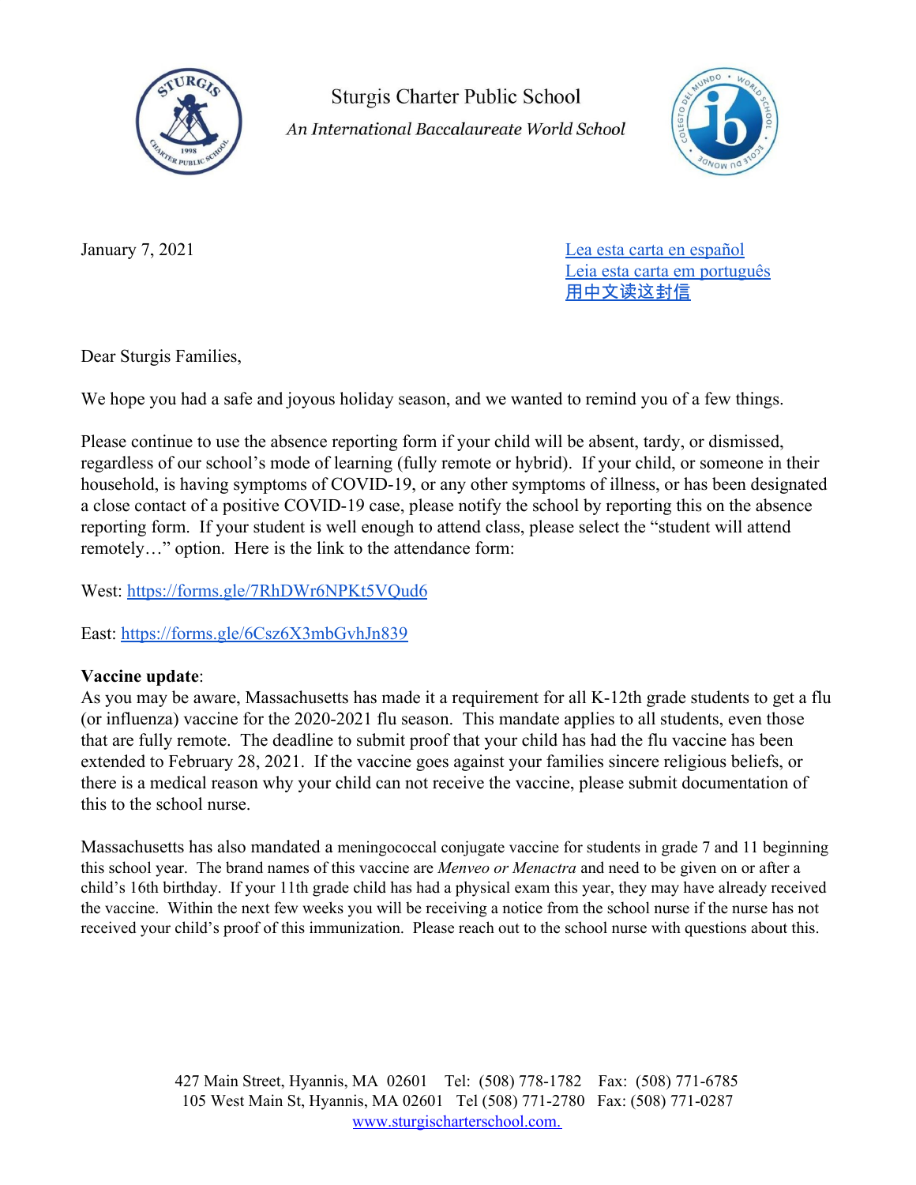# Sturgis Charter Public School

*An International Baccalaureate World School*

January 7, 2021

[Lea esta carta en español]
[Leia esta carta em português]
[用中文读这封信]

Dear Sturgis Families,

We hope you had a safe and joyous holiday season, and we wanted to remind you of a few things.

Please continue to use the absence reporting form if your child will be absent, tardy, or dismissed, regardless of our school's mode of learning (fully remote or hybrid). If your child, or someone in their household, is having symptoms of COVID-19, or any other symptoms of illness, or has been designated a close contact of a positive COVID-19 case, please notify the school by reporting this on the absence reporting form. If your student is well enough to attend class, please select the "student will attend remotely…" option. Here is the link to the attendance form:

West: https://forms.gle/7RhDWr6NPKt5VQud6

East: https://forms.gle/6Csz6X3mbGvhJn839

**Vaccine update**:
As you may be aware, Massachusetts has made it a requirement for all K-12th grade students to get a flu (or influenza) vaccine for the 2020-2021 flu season. This mandate applies to all students, even those that are fully remote. The deadline to submit proof that your child has had the flu vaccine has been extended to February 28, 2021. If the vaccine goes against your families sincere religious beliefs, or there is a medical reason why your child can not receive the vaccine, please submit documentation of this to the school nurse.

Massachusetts has also mandated a meningococcal conjugate vaccine for students in grade 7 and 11 beginning this school year. The brand names of this vaccine are *Menveo or Menactra* and need to be given on or after a child's 16th birthday. If your 11th grade child has had a physical exam this year, they may have already received the vaccine. Within the next few weeks you will be receiving a notice from the school nurse if the nurse has not received your child's proof of this immunization. Please reach out to the school nurse with questions about this.

427 Main Street, Hyannis, MA 02601 Tel: (508) 778-1782 Fax: (508) 771-6785
105 West Main St, Hyannis, MA 02601 Tel (508) 771-2780 Fax: (508) 771-0287
www.sturgischarterschool.com.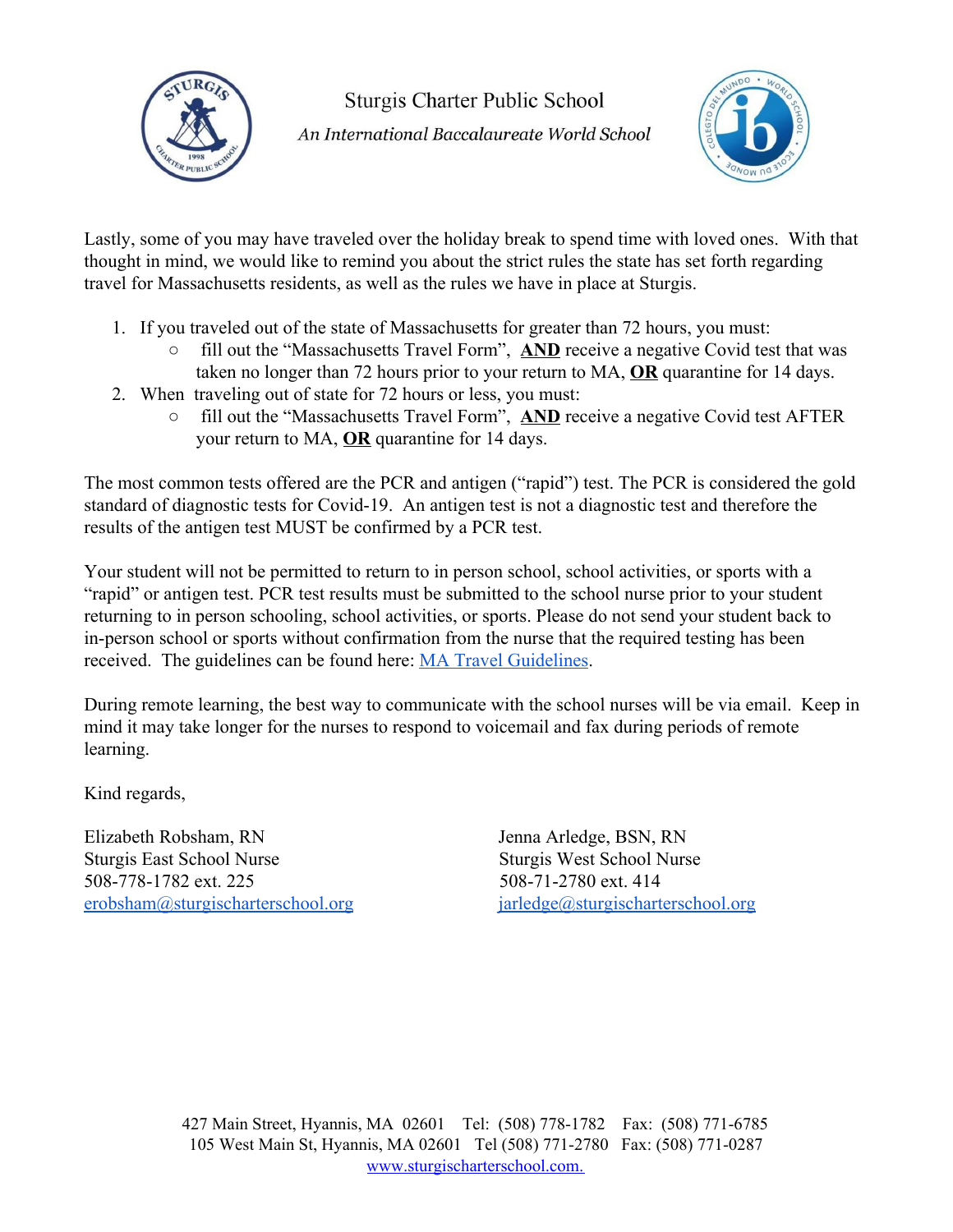Sturgis Charter Public School

*An International Baccalaureate World School*

Lastly, some of you may have traveled over the holiday break to spend time with loved ones. With that thought in mind, we would like to remind you about the strict rules the state has set forth regarding travel for Massachusetts residents, as well as the rules we have in place at Sturgis.

1. If you traveled out of the state of Massachusetts for greater than 72 hours, you must:
   - fill out the "Massachusetts Travel Form", **AND** receive a negative Covid test that was taken no longer than 72 hours prior to your return to MA, **OR** quarantine for 14 days.
2. When traveling out of state for 72 hours or less, you must:
   - fill out the "Massachusetts Travel Form", **AND** receive a negative Covid test AFTER your return to MA, **OR** quarantine for 14 days.

The most common tests offered are the PCR and antigen ("rapid") test. The PCR is considered the gold standard of diagnostic tests for Covid-19. An antigen test is not a diagnostic test and therefore the results of the antigen test MUST be confirmed by a PCR test.

Your student will not be permitted to return to in person school, school activities, or sports with a "rapid" or antigen test. PCR test results must be submitted to the school nurse prior to your student returning to in person schooling, school activities, or sports. Please do not send your student back to in-person school or sports without confirmation from the nurse that the required testing has been received. The guidelines can be found here: MA Travel Guidelines.

During remote learning, the best way to communicate with the school nurses will be via email. Keep in mind it may take longer for the nurses to respond to voicemail and fax during periods of remote learning.

Kind regards,

Elizabeth Robsham, RN
Sturgis East School Nurse
508-778-1782 ext. 225
erobsham@sturgischarterschool.org

Jenna Arledge, BSN, RN
Sturgis West School Nurse
508-71-2780 ext. 414
jarledge@sturgischarterschool.org

427 Main Street, Hyannis, MA 02601 Tel: (508) 778-1782 Fax: (508) 771-6785
105 West Main St, Hyannis, MA 02601 Tel (508) 771-2780 Fax: (508) 771-0287
www.sturgischarterschool.com.